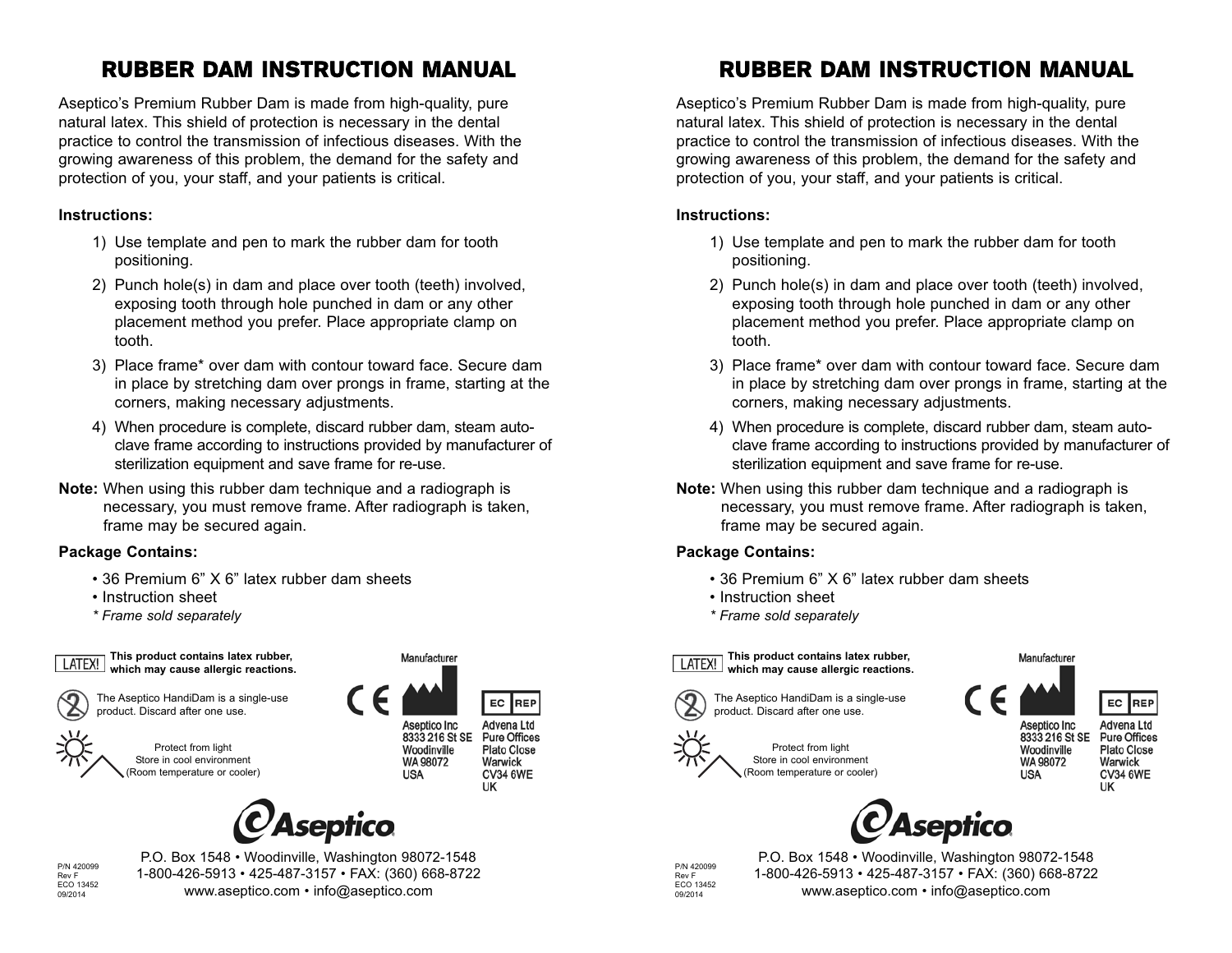# RUBBER DAM INSTRUCTION MANUAL

Aseptico's Premium Rubber Dam is made from high-quality, pure natural latex. This shield of protection is necessary in the dental practice to control the transmission of infectious diseases. With the growing awareness of this problem, the demand for the safety and protection of you, your staff, and your patients is critical.

**Instructions:**

1) Use template and pen to mark the rubber dam for tooth positioning.
2) Punch hole(s) in dam and place over tooth (teeth) involved, exposing tooth through hole punched in dam or any other placement method you prefer. Place appropriate clamp on tooth.
3) Place frame* over dam with contour toward face. Secure dam in place by stretching dam over prongs in frame, starting at the corners, making necessary adjustments.
4) When procedure is complete, discard rubber dam, steam auto-clave frame according to instructions provided by manufacturer of sterilization equipment and save frame for re-use.

**Note:** When using this rubber dam technique and a radiograph is necessary, you must remove frame. After radiograph is taken, frame may be secured again.

**Package Contains:**

- 36 Premium 6" X 6" latex rubber dam sheets
- Instruction sheet

*\* Frame sold separately*

LATEX! **This product contains latex rubber, which may cause allergic reactions.**

The Aseptico HandiDam is a single-use product. Discard after one use.

Protect from light
Store in cool environment
(Room temperature or cooler)

CE

Manufacturer
Aseptico Inc
8333 216 St SE
Woodinville
WA 98072
USA

EC REP
Advena Ltd
Pure Offices
Plato Close
Warwick
CV34 6WE
UK

Aseptico®

P.O. Box 1548 • Woodinville, Washington 98072-1548
1-800-426-5913 • 425-487-3157 • FAX: (360) 668-8722
www.aseptico.com • info@aseptico.com

P/N 420099
Rev F
ECO 13452
09/2014

# RUBBER DAM INSTRUCTION MANUAL

Aseptico's Premium Rubber Dam is made from high-quality, pure natural latex. This shield of protection is necessary in the dental practice to control the transmission of infectious diseases. With the growing awareness of this problem, the demand for the safety and protection of you, your staff, and your patients is critical.

**Instructions:**

1) Use template and pen to mark the rubber dam for tooth positioning.
2) Punch hole(s) in dam and place over tooth (teeth) involved, exposing tooth through hole punched in dam or any other placement method you prefer. Place appropriate clamp on tooth.
3) Place frame* over dam with contour toward face. Secure dam in place by stretching dam over prongs in frame, starting at the corners, making necessary adjustments.
4) When procedure is complete, discard rubber dam, steam auto-clave frame according to instructions provided by manufacturer of sterilization equipment and save frame for re-use.

**Note:** When using this rubber dam technique and a radiograph is necessary, you must remove frame. After radiograph is taken, frame may be secured again.

**Package Contains:**

- 36 Premium 6" X 6" latex rubber dam sheets
- Instruction sheet

*\* Frame sold separately*

LATEX! **This product contains latex rubber, which may cause allergic reactions.**

The Aseptico HandiDam is a single-use product. Discard after one use.

Protect from light
Store in cool environment
(Room temperature or cooler)

CE

Manufacturer
Aseptico Inc
8333 216 St SE
Woodinville
WA 98072
USA

EC REP
Advena Ltd
Pure Offices
Plato Close
Warwick
CV34 6WE
UK

Aseptico®

P.O. Box 1548 • Woodinville, Washington 98072-1548
1-800-426-5913 • 425-487-3157 • FAX: (360) 668-8722
www.aseptico.com • info@aseptico.com

P/N 420099
Rev F
ECO 13452
09/2014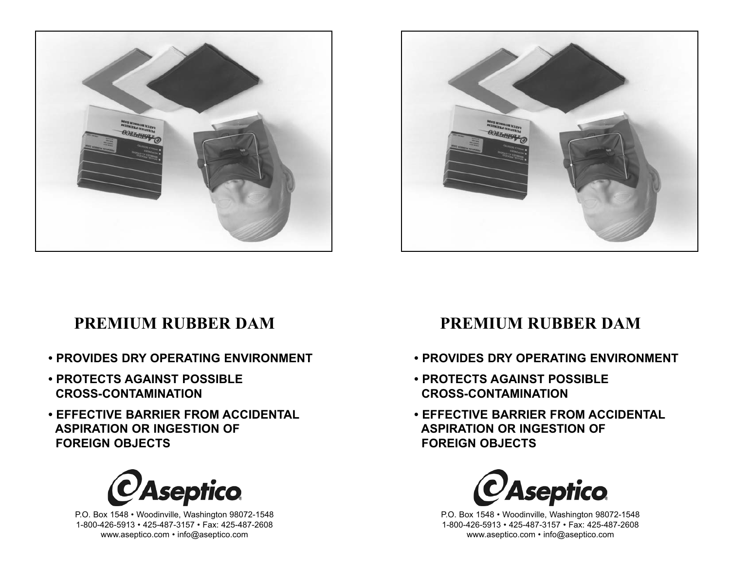# PREMIUM RUBBER DAM

- PROVIDES DRY OPERATING ENVIRONMENT
- PROTECTS AGAINST POSSIBLE CROSS-CONTAMINATION
- EFFECTIVE BARRIER FROM ACCIDENTAL ASPIRATION OR INGESTION OF FOREIGN OBJECTS

Aseptico

P.O. Box 1548 • Woodinville, Washington 98072-1548
1-800-426-5913 • 425-487-3157 • Fax: 425-487-2608
www.aseptico.com • info@aseptico.com

# PREMIUM RUBBER DAM

- PROVIDES DRY OPERATING ENVIRONMENT
- PROTECTS AGAINST POSSIBLE CROSS-CONTAMINATION
- EFFECTIVE BARRIER FROM ACCIDENTAL ASPIRATION OR INGESTION OF FOREIGN OBJECTS

Aseptico

P.O. Box 1548 • Woodinville, Washington 98072-1548
1-800-426-5913 • 425-487-3157 • Fax: 425-487-2608
www.aseptico.com • info@aseptico.com